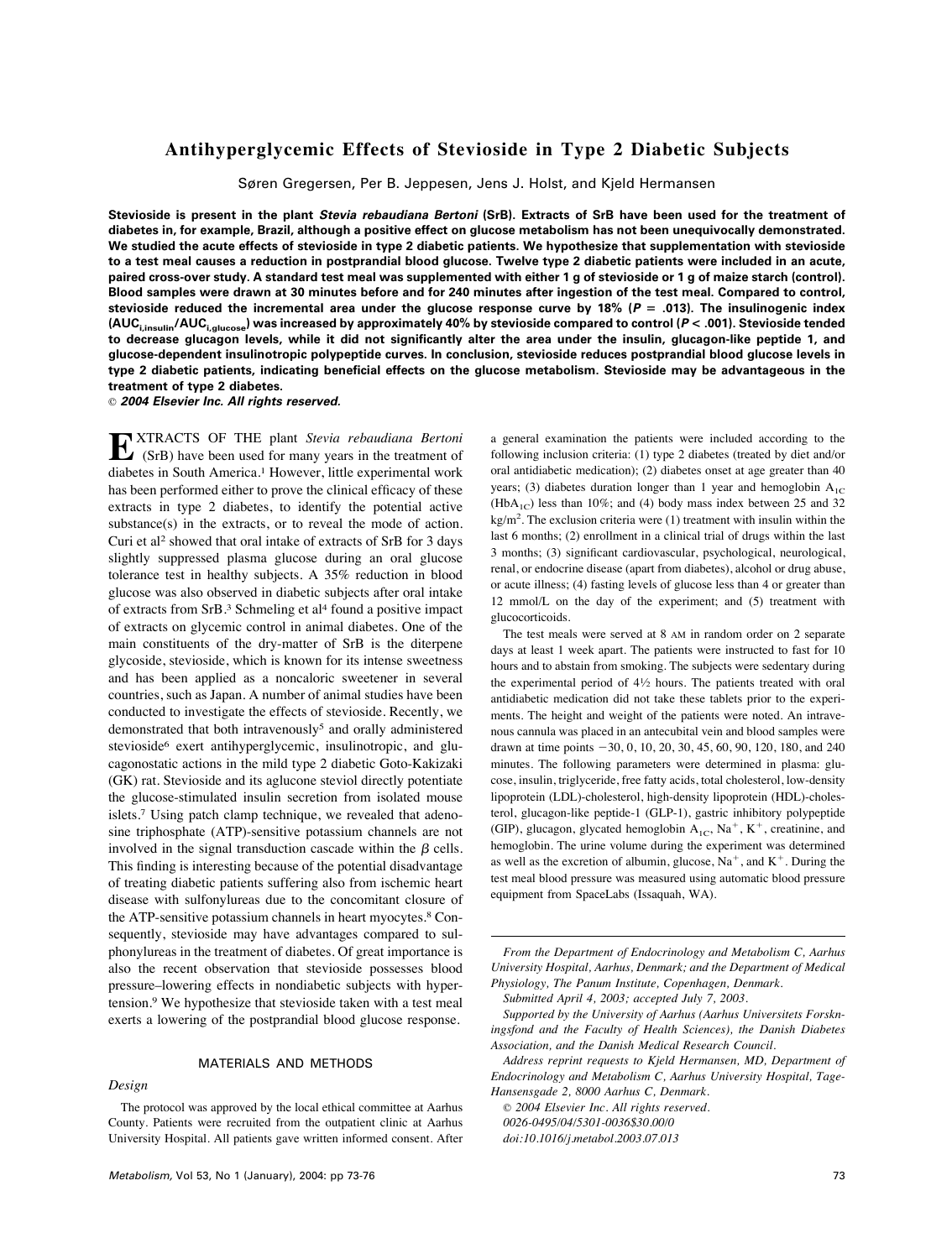# Antihyperglycemic Effects of Stevioside in Type 2 Diabetic Subjects

Søren Gregersen, Per B. Jeppesen, Jens J. Holst, and Kjeld Hermansen

**Stevioside is present in the plant *Stevia rebaudiana Bertoni* (SrB). Extracts of SrB have been used for the treatment of diabetes in, for example, Brazil, although a positive effect on glucose metabolism has not been unequivocally demonstrated. We studied the acute effects of stevioside in type 2 diabetic patients. We hypothesize that supplementation with stevioside to a test meal causes a reduction in postprandial blood glucose. Twelve type 2 diabetic patients were included in an acute, paired cross-over study. A standard test meal was supplemented with either 1 g of stevioside or 1 g of maize starch (control). Blood samples were drawn at 30 minutes before and for 240 minutes after ingestion of the test meal. Compared to control, stevioside reduced the incremental area under the glucose response curve by 18% ($P = .013$). The insulinogenic index ($AUC_{i,insulin}/AUC_{i,glucose}$) was increased by approximately 40% by stevioside compared to control ($P < .001$). Stevioside tended to decrease glucagon levels, while it did not significantly alter the area under the insulin, glucagon-like peptide 1, and glucose-dependent insulinotropic polypeptide curves. In conclusion, stevioside reduces postprandial blood glucose levels in type 2 diabetic patients, indicating beneficial effects on the glucose metabolism. Stevioside may be advantageous in the treatment of type 2 diabetes.**

***© 2004 Elsevier Inc. All rights reserved.***

EXTRACTS OF THE plant *Stevia rebaudiana Bertoni* (SrB) have been used for many years in the treatment of diabetes in South America.[1] However, little experimental work has been performed either to prove the clinical efficacy of these extracts in type 2 diabetes, to identify the potential active substance(s) in the extracts, or to reveal the mode of action. Curi et al[2] showed that oral intake of extracts of SrB for 3 days slightly suppressed plasma glucose during an oral glucose tolerance test in healthy subjects. A 35% reduction in blood glucose was also observed in diabetic subjects after oral intake of extracts from SrB.[3] Schmeling et al[4] found a positive impact of extracts on glycemic control in animal diabetes. One of the main constituents of the dry-matter of SrB is the diterpene glycoside, stevioside, which is known for its intense sweetness and has been applied as a noncaloric sweetener in several countries, such as Japan. A number of animal studies have been conducted to investigate the effects of stevioside. Recently, we demonstrated that both intravenously[5] and orally administered stevioside[6] exert antihyperglycemic, insulinotropic, and glucagonostatic actions in the mild type 2 diabetic Goto-Kakizaki (GK) rat. Stevioside and its aglucone steviol directly potentiate the glucose-stimulated insulin secretion from isolated mouse islets.[7] Using patch clamp technique, we revealed that adenosine triphosphate (ATP)-sensitive potassium channels are not involved in the signal transduction cascade within the $\beta$ cells. This finding is interesting because of the potential disadvantage of treating diabetic patients suffering also from ischemic heart disease with sulfonylureas due to the concomitant closure of the ATP-sensitive potassium channels in heart myocytes.[8] Consequently, stevioside may have advantages compared to sulphonylureas in the treatment of diabetes. Of great importance is also the recent observation that stevioside possesses blood pressure–lowering effects in nondiabetic subjects with hypertension.[9] We hypothesize that stevioside taken with a test meal exerts a lowering of the postprandial blood glucose response.

## MATERIALS AND METHODS

### *Design*

The protocol was approved by the local ethical committee at Aarhus County. Patients were recruited from the outpatient clinic at Aarhus University Hospital. All patients gave written informed consent. After a general examination the patients were included according to the following inclusion criteria: (1) type 2 diabetes (treated by diet and/or oral antidiabetic medication); (2) diabetes onset at age greater than 40 years; (3) diabetes duration longer than 1 year and hemoglobin $A_{1C}$ ($HbA_{1C}$) less than 10%; and (4) body mass index between 25 and 32 $kg/m^2$. The exclusion criteria were (1) treatment with insulin within the last 6 months; (2) enrollment in a clinical trial of drugs within the last 3 months; (3) significant cardiovascular, psychological, neurological, renal, or endocrine disease (apart from diabetes), alcohol or drug abuse, or acute illness; (4) fasting levels of glucose less than 4 or greater than 12 mmol/L on the day of the experiment; and (5) treatment with glucocorticoids.

The test meals were served at 8 AM in random order on 2 separate days at least 1 week apart. The patients were instructed to fast for 10 hours and to abstain from smoking. The subjects were sedentary during the experimental period of 4½ hours. The patients treated with oral antidiabetic medication did not take these tablets prior to the experiments. The height and weight of the patients were noted. An intravenous cannula was placed in an antecubital vein and blood samples were drawn at time points −30, 0, 10, 20, 30, 45, 60, 90, 120, 180, and 240 minutes. The following parameters were determined in plasma: glucose, insulin, triglyceride, free fatty acids, total cholesterol, low-density lipoprotein (LDL)-cholesterol, high-density lipoprotein (HDL)-cholesterol, glucagon-like peptide-1 (GLP-1), gastric inhibitory polypeptide (GIP), glucagon, glycated hemoglobin $A_{1C}$, $Na^+$, $K^+$, creatinine, and hemoglobin. The urine volume during the experiment was determined as well as the excretion of albumin, glucose, $Na^+$, and $K^+$. During the test meal blood pressure was measured using automatic blood pressure equipment from SpaceLabs (Issaquah, WA).

---

*From the Department of Endocrinology and Metabolism C, Aarhus University Hospital, Aarhus, Denmark; and the Department of Medical Physiology, The Panum Institute, Copenhagen, Denmark.*

*Submitted April 4, 2003; accepted July 7, 2003.*

*Supported by the University of Aarhus (Aarhus Universitets Forskningsfond and the Faculty of Health Sciences), the Danish Diabetes Association, and the Danish Medical Research Council.*

*Address reprint requests to Kjeld Hermansen, MD, Department of Endocrinology and Metabolism C, Aarhus University Hospital, Tage-Hansensgade 2, 8000 Aarhus C, Denmark.*

*© 2004 Elsevier Inc. All rights reserved.*

*0026-0495/04/5301-0036$30.00/0*

*doi:10.1016/j.metabol.2003.07.013*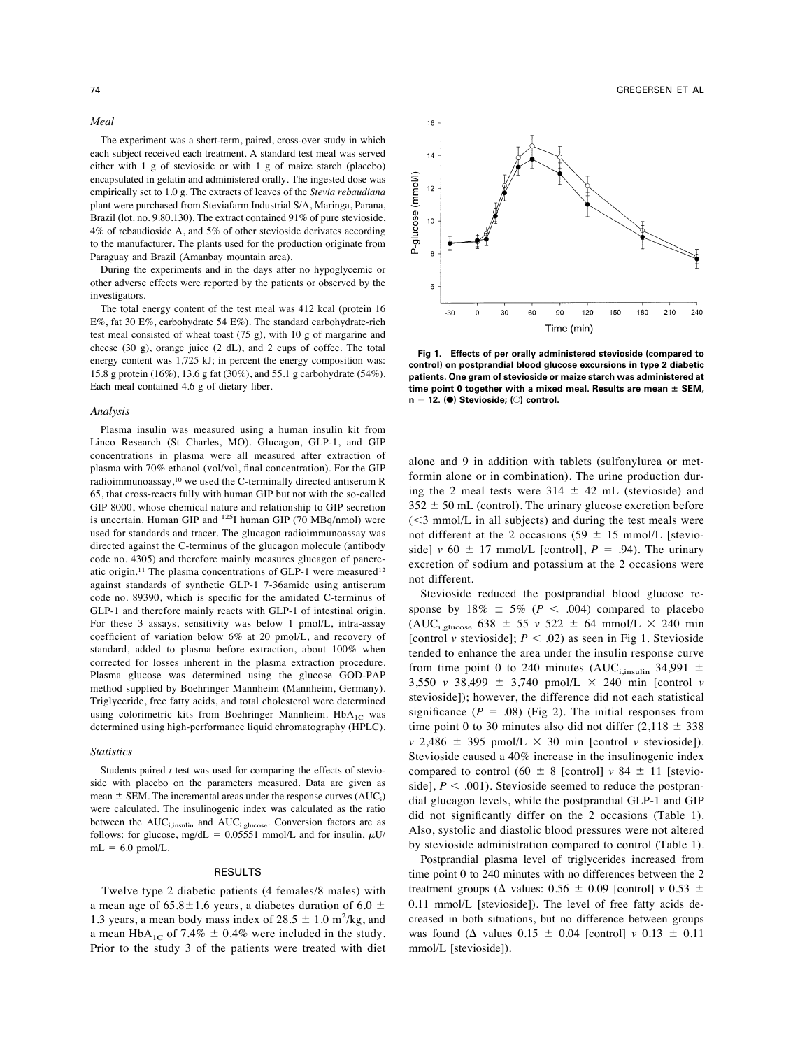### *Meal*

The experiment was a short-term, paired, cross-over study in which each subject received each treatment. A standard test meal was served either with 1 g of stevioside or with 1 g of maize starch (placebo) encapsulated in gelatin and administered orally. The ingested dose was empirically set to 1.0 g. The extracts of leaves of the *Stevia rebaudiana* plant were purchased from Steviafarm Industrial S/A, Maringa, Parana, Brazil (lot. no. 9.80.130). The extract contained 91% of pure stevioside, 4% of rebaudioside A, and 5% of other stevioside derivates according to the manufacturer. The plants used for the production originate from Paraguay and Brazil (Amanbay mountain area).

During the experiments and in the days after no hypoglycemic or other adverse effects were reported by the patients or observed by the investigators.

The total energy content of the test meal was 412 kcal (protein 16 E%, fat 30 E%, carbohydrate 54 E%). The standard carbohydrate-rich test meal consisted of wheat toast (75 g), with 10 g of margarine and cheese (30 g), orange juice (2 dL), and 2 cups of coffee. The total energy content was 1,725 kJ; in percent the energy composition was: 15.8 g protein (16%), 13.6 g fat (30%), and 55.1 g carbohydrate (54%). Each meal contained 4.6 g of dietary fiber.

### *Analysis*

Plasma insulin was measured using a human insulin kit from Linco Research (St Charles, MO). Glucagon, GLP-1, and GIP concentrations in plasma were all measured after extraction of plasma with 70% ethanol (vol/vol, final concentration). For the GIP radioimmunoassay,[10] we used the C-terminally directed antiserum R 65, that cross-reacts fully with human GIP but not with the so-called GIP 8000, whose chemical nature and relationship to GIP secretion is uncertain. Human GIP and $^{125}$I human GIP (70 MBq/nmol) were used for standards and tracer. The glucagon radioimmunoassay was directed against the C-terminus of the glucagon molecule (antibody code no. 4305) and therefore mainly measures glucagon of pancreatic origin.[11] The plasma concentrations of GLP-1 were measured[12] against standards of synthetic GLP-1 7-36amide using antiserum code no. 89390, which is specific for the amidated C-terminus of GLP-1 and therefore mainly reacts with GLP-1 of intestinal origin. For these 3 assays, sensitivity was below 1 pmol/L, intra-assay coefficient of variation below 6% at 20 pmol/L, and recovery of standard, added to plasma before extraction, about 100% when corrected for losses inherent in the plasma extraction procedure. Plasma glucose was determined using the glucose GOD-PAP method supplied by Boehringer Mannheim (Mannheim, Germany). Triglyceride, free fatty acids, and total cholesterol were determined using colorimetric kits from Boehringer Mannheim. $HbA_{1C}$ was determined using high-performance liquid chromatography (HPLC).

### *Statistics*

Students paired *t* test was used for comparing the effects of stevioside with placebo on the parameters measured. Data are given as mean ± SEM. The incremental areas under the response curves ($AUC_i$) were calculated. The insulinogenic index was calculated as the ratio between the $AUC_{i,insulin}$ and $AUC_{i,glucose}$. Conversion factors are as follows: for glucose, mg/dL = 0.05551 mmol/L and for insulin, $\mu$U/mL = 6.0 pmol/L.

## RESULTS

Twelve type 2 diabetic patients (4 females/8 males) with a mean age of 65.8±1.6 years, a diabetes duration of 6.0 ± 1.3 years, a mean body mass index of 28.5 ± 1.0 $m^2$/kg, and a mean $HbA_{1C}$ of 7.4% ± 0.4% were included in the study. Prior to the study 3 of the patients were treated with diet alone and 9 in addition with tablets (sulfonylurea or metformin alone or in combination). The urine production during the 2 meal tests were 314 ± 42 mL (stevioside) and 352 ± 50 mL (control). The urinary glucose excretion before (<3 mmol/L in all subjects) and during the test meals were not different at the 2 occasions (59 ± 15 mmol/L [stevioside] *v* 60 ± 17 mmol/L [control], $P$ = .94). The urinary excretion of sodium and potassium at the 2 occasions were not different.

**Fig 1. Effects of per orally administered stevioside (compared to control) on postprandial blood glucose excursions in type 2 diabetic patients. One gram of stevioside or maize starch was administered at time point 0 together with a mixed meal. Results are mean ± SEM, n = 12. (●) Stevioside; (○) control.**

Stevioside reduced the postprandial blood glucose response by 18% ± 5% ($P$ < .004) compared to placebo ($AUC_{i,glucose}$ 638 ± 55 *v* 522 ± 64 mmol/L × 240 min [control *v* stevioside]; $P$ < .02) as seen in Fig 1. Stevioside tended to enhance the area under the insulin response curve from time point 0 to 240 minutes ($AUC_{i,insulin}$ 34,991 ± 3,550 *v* 38,499 ± 3,740 pmol/L × 240 min [control *v* stevioside]); however, the difference did not each statistical significance ($P$ = .08) (Fig 2). The initial responses from time point 0 to 30 minutes also did not differ (2,118 ± 338 *v* 2,486 ± 395 pmol/L × 30 min [control *v* stevioside]). Stevioside caused a 40% increase in the insulinogenic index compared to control (60 ± 8 [control] *v* 84 ± 11 [stevioside], $P$ < .001). Stevioside seemed to reduce the postprandial glucagon levels, while the postprandial GLP-1 and GIP did not significantly differ on the 2 occasions (Table 1). Also, systolic and diastolic blood pressures were not altered by stevioside administration compared to control (Table 1).

Postprandial plasma level of triglycerides increased from time point 0 to 240 minutes with no differences between the 2 treatment groups (Δ values: 0.56 ± 0.09 [control] *v* 0.53 ± 0.11 mmol/L [stevioside]). The level of free fatty acids decreased in both situations, but no difference between groups was found (Δ values 0.15 ± 0.04 [control] *v* 0.13 ± 0.11 mmol/L [stevioside]).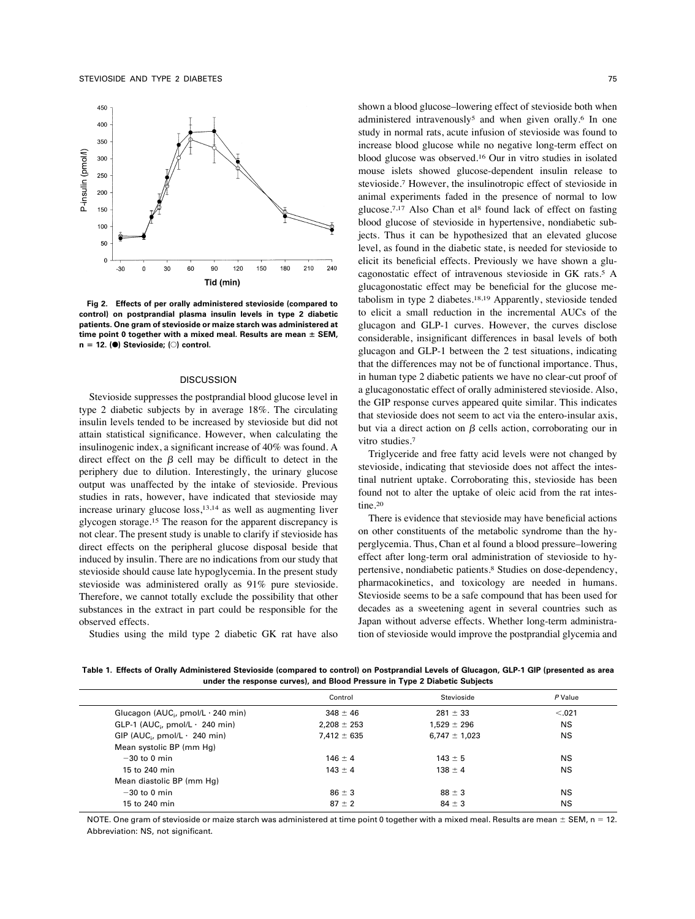Fig 2. Effects of per orally administered stevioside (compared to control) on postprandial plasma insulin levels in type 2 diabetic patients. One gram of stevioside or maize starch was administered at time point 0 together with a mixed meal. Results are mean ± SEM, n = 12. (●) Stevioside; (○) control.

## DISCUSSION

Stevioside suppresses the postprandial blood glucose level in type 2 diabetic subjects by in average 18%. The circulating insulin levels tended to be increased by stevioside but did not attain statistical significance. However, when calculating the insulinogenic index, a significant increase of 40% was found. A direct effect on the $\beta$ cell may be difficult to detect in the periphery due to dilution. Interestingly, the urinary glucose output was unaffected by the intake of stevioside. Previous studies in rats, however, have indicated that stevioside may increase urinary glucose loss,[13,14] as well as augmenting liver glycogen storage.[15] The reason for the apparent discrepancy is not clear. The present study is unable to clarify if stevioside has direct effects on the peripheral glucose disposal beside that induced by insulin. There are no indications from our study that stevioside should cause late hypoglycemia. In the present study stevioside was administered orally as 91% pure stevioside. Therefore, we cannot totally exclude the possibility that other substances in the extract in part could be responsible for the observed effects.

Studies using the mild type 2 diabetic GK rat have also shown a blood glucose–lowering effect of stevioside both when administered intravenously[5] and when given orally.[6] In one study in normal rats, acute infusion of stevioside was found to increase blood glucose while no negative long-term effect on blood glucose was observed.[16] Our in vitro studies in isolated mouse islets showed glucose-dependent insulin release to stevioside.[7] However, the insulinotropic effect of stevioside in animal experiments faded in the presence of normal to low glucose.[7,17] Also Chan et al[8] found lack of effect on fasting blood glucose of stevioside in hypertensive, nondiabetic subjects. Thus it can be hypothesized that an elevated glucose level, as found in the diabetic state, is needed for stevioside to elicit its beneficial effects. Previously we have shown a glucagonostatic effect of intravenous stevioside in GK rats.[5] A glucagonostatic effect may be beneficial for the glucose metabolism in type 2 diabetes.[18,19] Apparently, stevioside tended to elicit a small reduction in the incremental AUCs of the glucagon and GLP-1 curves. However, the curves disclose considerable, insignificant differences in basal levels of both glucagon and GLP-1 between the 2 test situations, indicating that the differences may not be of functional importance. Thus, in human type 2 diabetic patients we have no clear-cut proof of a glucagonostatic effect of orally administered stevioside. Also, the GIP response curves appeared quite similar. This indicates that stevioside does not seem to act via the entero-insular axis, but via a direct action on $\beta$ cells action, corroborating our in vitro studies.[7]

Triglyceride and free fatty acid levels were not changed by stevioside, indicating that stevioside does not affect the intestinal nutrient uptake. Corroborating this, stevioside has been found not to alter the uptake of oleic acid from the rat intestine.[20]

There is evidence that stevioside may have beneficial actions on other constituents of the metabolic syndrome than the hyperglycemia. Thus, Chan et al found a blood pressure–lowering effect after long-term oral administration of stevioside to hypertensive, nondiabetic patients.[8] Studies on dose-dependency, pharmacokinetics, and toxicology are needed in humans. Stevioside seems to be a safe compound that has been used for decades as a sweetening agent in several countries such as Japan without adverse effects. Whether long-term administration of stevioside would improve the postprandial glycemia and

**Table 1. Effects of Orally Administered Stevioside (compared to control) on Postprandial Levels of Glucagon, GLP-1 GIP (presented as area under the response curves), and Blood Pressure in Type 2 Diabetic Subjects**

| | Control | Stevioside | *P* Value |
|---|---|---|---|
| Glucagon ($AUC_i$, pmol/L · 240 min) | 348 ± 46 | 281 ± 33 | <.021 |
| GLP-1 ($AUC_i$, pmol/L · 240 min) | 2,208 ± 253 | 1,529 ± 296 | NS |
| GIP ($AUC_i$, pmol/L · 240 min) | 7,412 ± 635 | 6,747 ± 1,023 | NS |
| Mean systolic BP (mm Hg) | | | |
| −30 to 0 min | 146 ± 4 | 143 ± 5 | NS |
| 15 to 240 min | 143 ± 4 | 138 ± 4 | NS |
| Mean diastolic BP (mm Hg) | | | |
| −30 to 0 min | 86 ± 3 | 88 ± 3 | NS |
| 15 to 240 min | 87 ± 2 | 84 ± 3 | NS |

NOTE. One gram of stevioside or maize starch was administered at time point 0 together with a mixed meal. Results are mean ± SEM, n = 12.
Abbreviation: NS, not significant.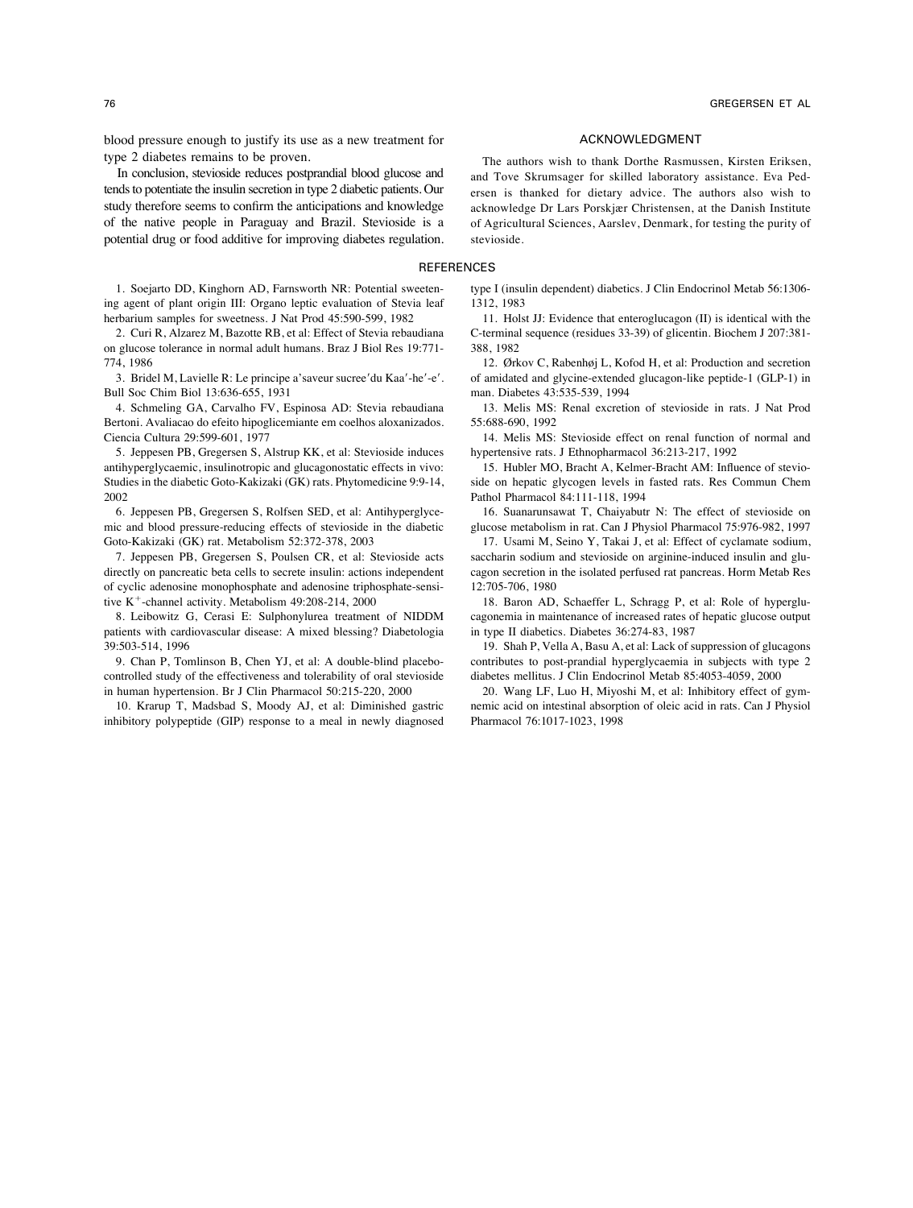blood pressure enough to justify its use as a new treatment for type 2 diabetes remains to be proven.

In conclusion, stevioside reduces postprandial blood glucose and tends to potentiate the insulin secretion in type 2 diabetic patients. Our study therefore seems to confirm the anticipations and knowledge of the native people in Paraguay and Brazil. Stevioside is a potential drug or food additive for improving diabetes regulation.

## ACKNOWLEDGMENT

The authors wish to thank Dorthe Rasmussen, Kirsten Eriksen, and Tove Skrumsager for skilled laboratory assistance. Eva Pedersen is thanked for dietary advice. The authors also wish to acknowledge Dr Lars Porskjær Christensen, at the Danish Institute of Agricultural Sciences, Aarslev, Denmark, for testing the purity of stevioside.

## REFERENCES

1. Soejarto DD, Kinghorn AD, Farnsworth NR: Potential sweetening agent of plant origin III: Organo leptic evaluation of Stevia leaf herbarium samples for sweetness. J Nat Prod 45:590-599, 1982

2. Curi R, Alzarez M, Bazotte RB, et al: Effect of Stevia rebaudiana on glucose tolerance in normal adult humans. Braz J Biol Res 19:771-774, 1986

3. Bridel M, Lavielle R: Le principe a'saveur sucree′du Kaa′-he′-e′. Bull Soc Chim Biol 13:636-655, 1931

4. Schmeling GA, Carvalho FV, Espinosa AD: Stevia rebaudiana Bertoni. Avaliacao do efeito hipoglicemiante em coelhos aloxanizados. Ciencia Cultura 29:599-601, 1977

5. Jeppesen PB, Gregersen S, Alstrup KK, et al: Stevioside induces antihyperglycaemic, insulinotropic and glucagonostatic effects in vivo: Studies in the diabetic Goto-Kakizaki (GK) rats. Phytomedicine 9:9-14, 2002

6. Jeppesen PB, Gregersen S, Rolfsen SED, et al: Antihyperglycemic and blood pressure-reducing effects of stevioside in the diabetic Goto-Kakizaki (GK) rat. Metabolism 52:372-378, 2003

7. Jeppesen PB, Gregersen S, Poulsen CR, et al: Stevioside acts directly on pancreatic beta cells to secrete insulin: actions independent of cyclic adenosine monophosphate and adenosine triphosphate-sensitive $K^+$-channel activity. Metabolism 49:208-214, 2000

8. Leibowitz G, Cerasi E: Sulphonylurea treatment of NIDDM patients with cardiovascular disease: A mixed blessing? Diabetologia 39:503-514, 1996

9. Chan P, Tomlinson B, Chen YJ, et al: A double-blind placebo-controlled study of the effectiveness and tolerability of oral stevioside in human hypertension. Br J Clin Pharmacol 50:215-220, 2000

10. Krarup T, Madsbad S, Moody AJ, et al: Diminished gastric inhibitory polypeptide (GIP) response to a meal in newly diagnosed type I (insulin dependent) diabetics. J Clin Endocrinol Metab 56:1306-1312, 1983

11. Holst JJ: Evidence that enteroglucagon (II) is identical with the C-terminal sequence (residues 33-39) of glicentin. Biochem J 207:381-388, 1982

12. Ørkov C, Rabenhøj L, Kofod H, et al: Production and secretion of amidated and glycine-extended glucagon-like peptide-1 (GLP-1) in man. Diabetes 43:535-539, 1994

13. Melis MS: Renal excretion of stevioside in rats. J Nat Prod 55:688-690, 1992

14. Melis MS: Stevioside effect on renal function of normal and hypertensive rats. J Ethnopharmacol 36:213-217, 1992

15. Hubler MO, Bracht A, Kelmer-Bracht AM: Influence of stevioside on hepatic glycogen levels in fasted rats. Res Commun Chem Pathol Pharmacol 84:111-118, 1994

16. Suanarunsawat T, Chaiyabutr N: The effect of stevioside on glucose metabolism in rat. Can J Physiol Pharmacol 75:976-982, 1997

17. Usami M, Seino Y, Takai J, et al: Effect of cyclamate sodium, saccharin sodium and stevioside on arginine-induced insulin and glucagon secretion in the isolated perfused rat pancreas. Horm Metab Res 12:705-706, 1980

18. Baron AD, Schaeffer L, Schragg P, et al: Role of hyperglucagonemia in maintenance of increased rates of hepatic glucose output in type II diabetics. Diabetes 36:274-83, 1987

19. Shah P, Vella A, Basu A, et al: Lack of suppression of glucagons contributes to post-prandial hyperglycaemia in subjects with type 2 diabetes mellitus. J Clin Endocrinol Metab 85:4053-4059, 2000

20. Wang LF, Luo H, Miyoshi M, et al: Inhibitory effect of gymnemic acid on intestinal absorption of oleic acid in rats. Can J Physiol Pharmacol 76:1017-1023, 1998